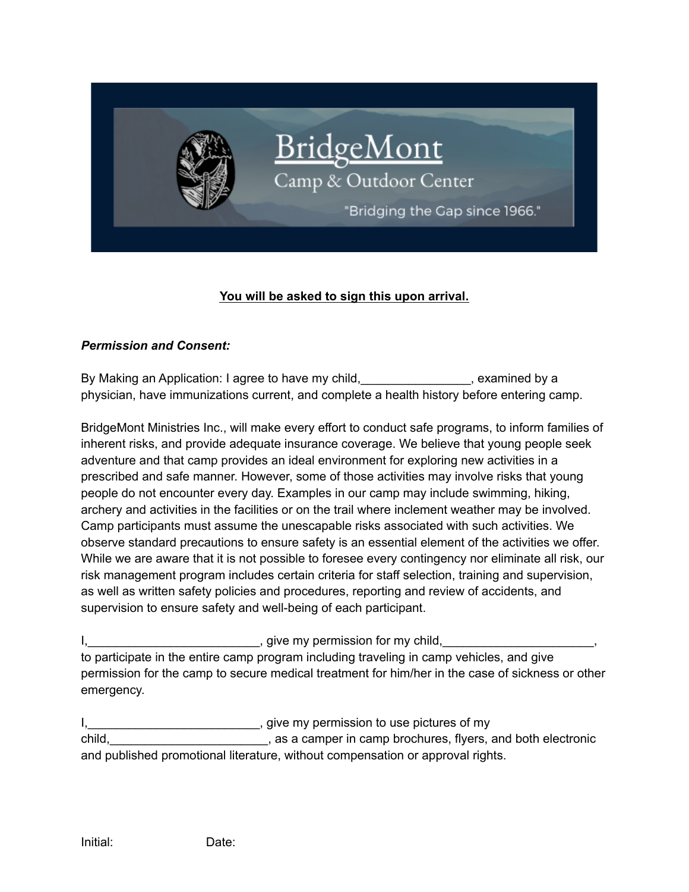BridgeMont

Camp & Outdoor Center

"Bridging the Gap since 1966."

**You will be asked to sign this upon arrival.**

***Permission and Consent:***

By Making an Application: I agree to have my child,________________, examined by a physician, have immunizations current, and complete a health history before entering camp.

BridgeMont Ministries Inc., will make every effort to conduct safe programs, to inform families of inherent risks, and provide adequate insurance coverage. We believe that young people seek adventure and that camp provides an ideal environment for exploring new activities in a prescribed and safe manner. However, some of those activities may involve risks that young people do not encounter every day. Examples in our camp may include swimming, hiking, archery and activities in the facilities or on the trail where inclement weather may be involved. Camp participants must assume the unescapable risks associated with such activities. We observe standard precautions to ensure safety is an essential element of the activities we offer. While we are aware that it is not possible to foresee every contingency nor eliminate all risk, our risk management program includes certain criteria for staff selection, training and supervision, as well as written safety policies and procedures, reporting and review of accidents, and supervision to ensure safety and well-being of each participant.

I,_________________________, give my permission for my child,______________________, to participate in the entire camp program including traveling in camp vehicles, and give permission for the camp to secure medical treatment for him/her in the case of sickness or other emergency.

I,_________________________, give my permission to use pictures of my child,_______________________, as a camper in camp brochures, flyers, and both electronic and published promotional literature, without compensation or approval rights.

Initial: Date: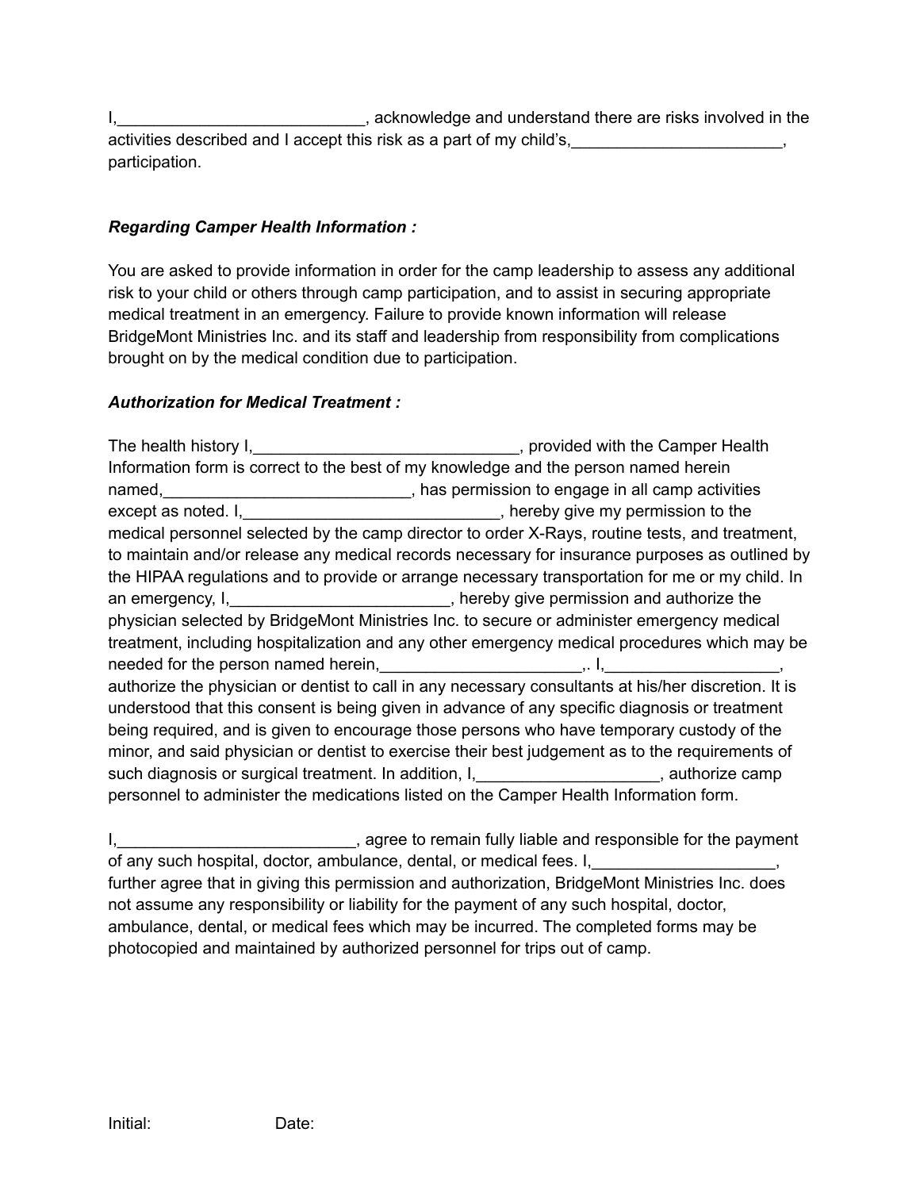I,___________________________, acknowledge and understand there are risks involved in the activities described and I accept this risk as a part of my child's,_______________________, participation.

***Regarding Camper Health Information :***

You are asked to provide information in order for the camp leadership to assess any additional risk to your child or others through camp participation, and to assist in securing appropriate medical treatment in an emergency. Failure to provide known information will release BridgeMont Ministries Inc. and its staff and leadership from responsibility from complications brought on by the medical condition due to participation.

***Authorization for Medical Treatment :***

The health history I,_____________________________, provided with the Camper Health Information form is correct to the best of my knowledge and the person named herein named,___________________________, has permission to engage in all camp activities except as noted. I,_____________________________, hereby give my permission to the medical personnel selected by the camp director to order X-Rays, routine tests, and treatment, to maintain and/or release any medical records necessary for insurance purposes as outlined by the HIPAA regulations and to provide or arrange necessary transportation for me or my child. In an emergency, I,________________________, hereby give permission and authorize the physician selected by BridgeMont Ministries Inc. to secure or administer emergency medical treatment, including hospitalization and any other emergency medical procedures which may be needed for the person named herein,______________________,. I,___________________, authorize the physician or dentist to call in any necessary consultants at his/her discretion. It is understood that this consent is being given in advance of any specific diagnosis or treatment being required, and is given to encourage those persons who have temporary custody of the minor, and said physician or dentist to exercise their best judgement as to the requirements of such diagnosis or surgical treatment. In addition, I,____________________, authorize camp personnel to administer the medications listed on the Camper Health Information form.

I,__________________________, agree to remain fully liable and responsible for the payment of any such hospital, doctor, ambulance, dental, or medical fees. I,____________________, further agree that in giving this permission and authorization, BridgeMont Ministries Inc. does not assume any responsibility or liability for the payment of any such hospital, doctor, ambulance, dental, or medical fees which may be incurred. The completed forms may be photocopied and maintained by authorized personnel for trips out of camp.

Initial: Date: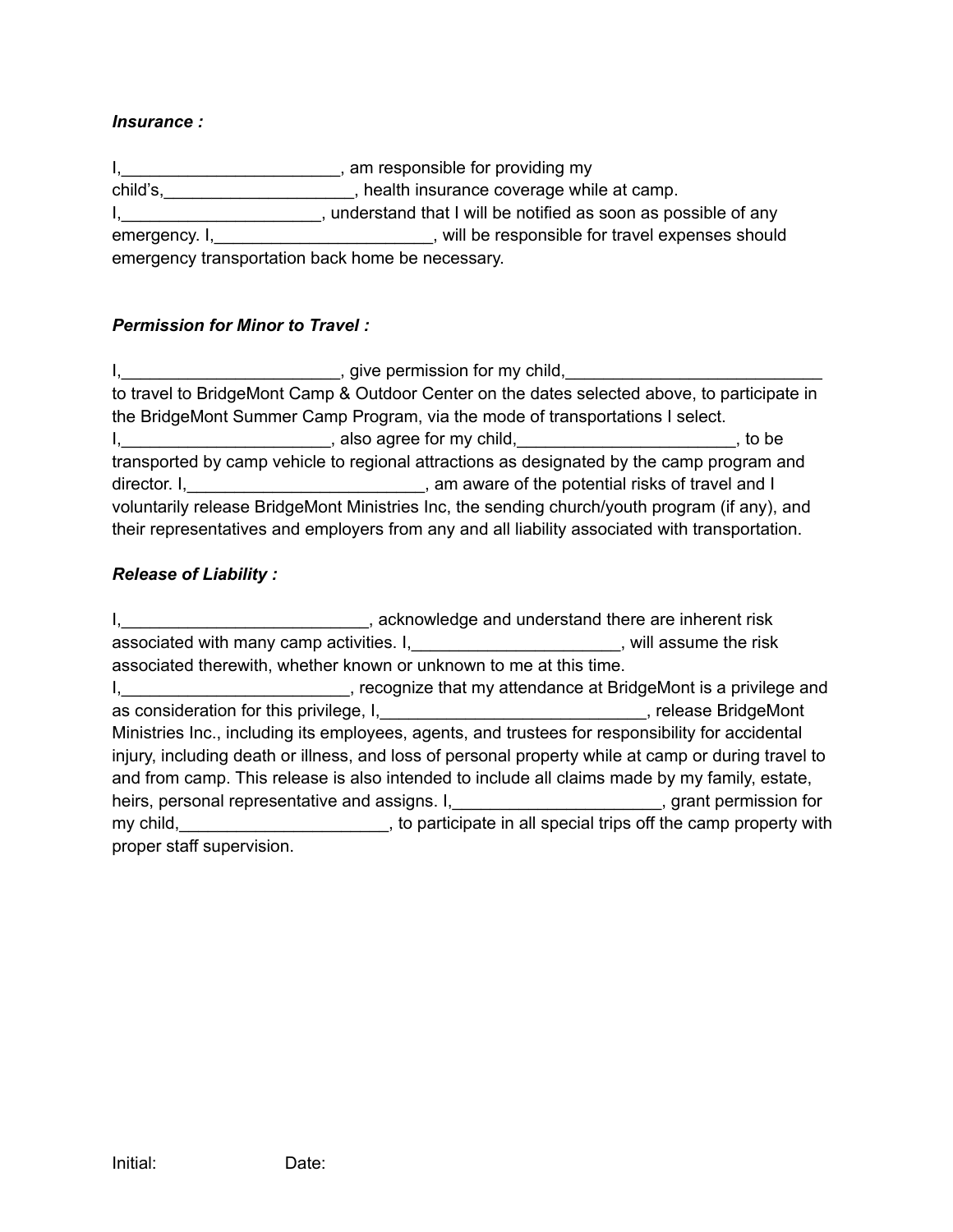***Insurance :***

I,_______________________, am responsible for providing my child's,____________________, health insurance coverage while at camp. I,_____________________, understand that I will be notified as soon as possible of any emergency. I,_______________________, will be responsible for travel expenses should emergency transportation back home be necessary.

***Permission for Minor to Travel :***

I,_______________________, give permission for my child,___________________________ to travel to BridgeMont Camp & Outdoor Center on the dates selected above, to participate in the BridgeMont Summer Camp Program, via the mode of transportations I select. I,______________________, also agree for my child,_______________________, to be transported by camp vehicle to regional attractions as designated by the camp program and director. I,_________________________, am aware of the potential risks of travel and I voluntarily release BridgeMont Ministries Inc, the sending church/youth program (if any), and their representatives and employers from any and all liability associated with transportation.

***Release of Liability :***

I,__________________________, acknowledge and understand there are inherent risk associated with many camp activities. I,______________________, will assume the risk associated therewith, whether known or unknown to me at this time. I,________________________, recognize that my attendance at BridgeMont is a privilege and as consideration for this privilege, I,_____________________________, release BridgeMont Ministries Inc., including its employees, agents, and trustees for responsibility for accidental injury, including death or illness, and loss of personal property while at camp or during travel to and from camp. This release is also intended to include all claims made by my family, estate, heirs, personal representative and assigns. I,______________________, grant permission for my child,______________________, to participate in all special trips off the camp property with proper staff supervision.

Initial: Date: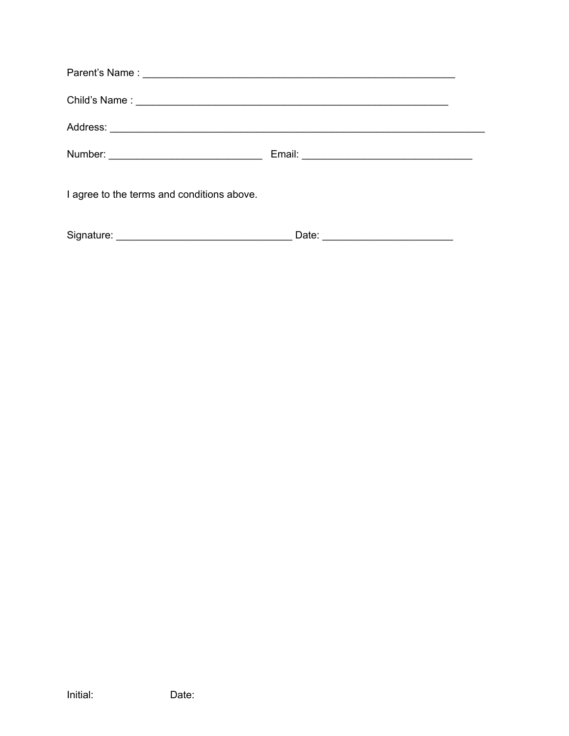Parent's Name : ___________________________________________________________

Child's Name : ___________________________________________________________

Address: ________________________________________________________________________

Number: _____________________________ Email: ________________________________

I agree to the terms and conditions above.

Signature: _________________________________ Date: _________________________